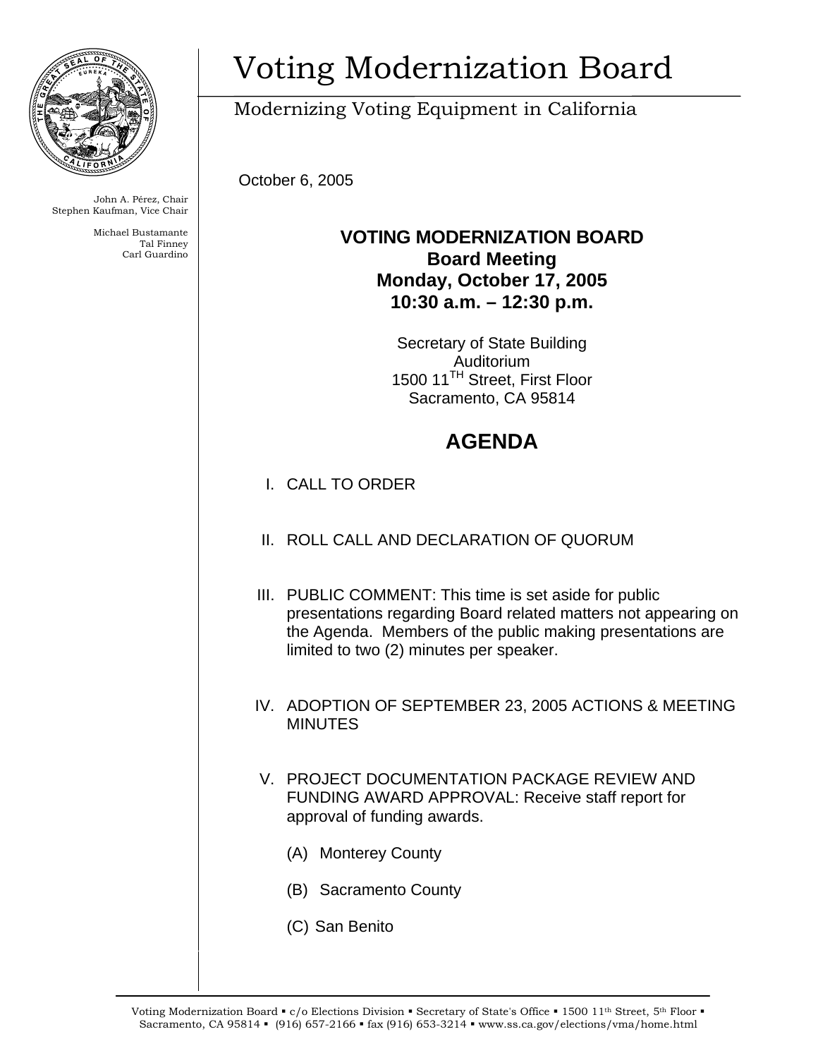# Voting Modernization Board

Modernizing Voting Equipment in California

John A. Pérez, Chair
Stephen Kaufman, Vice Chair

Michael Bustamante
Tal Finney
Carl Guardino

October 6, 2005

**VOTING MODERNIZATION BOARD**
**Board Meeting**
**Monday, October 17, 2005**
**10:30 a.m. – 12:30 p.m.**

Secretary of State Building
Auditorium
1500 11TH Street, First Floor
Sacramento, CA 95814

## AGENDA

I. CALL TO ORDER

II. ROLL CALL AND DECLARATION OF QUORUM

III. PUBLIC COMMENT: This time is set aside for public presentations regarding Board related matters not appearing on the Agenda. Members of the public making presentations are limited to two (2) minutes per speaker.

IV. ADOPTION OF SEPTEMBER 23, 2005 ACTIONS & MEETING MINUTES

V. PROJECT DOCUMENTATION PACKAGE REVIEW AND FUNDING AWARD APPROVAL: Receive staff report for approval of funding awards.

   (A) Monterey County

   (B) Sacramento County

   (C) San Benito

Voting Modernization Board ▪ c/o Elections Division ▪ Secretary of State's Office ▪ 1500 11th Street, 5th Floor ▪ Sacramento, CA 95814 ▪ (916) 657-2166 ▪ fax (916) 653-3214 ▪ www.ss.ca.gov/elections/vma/home.html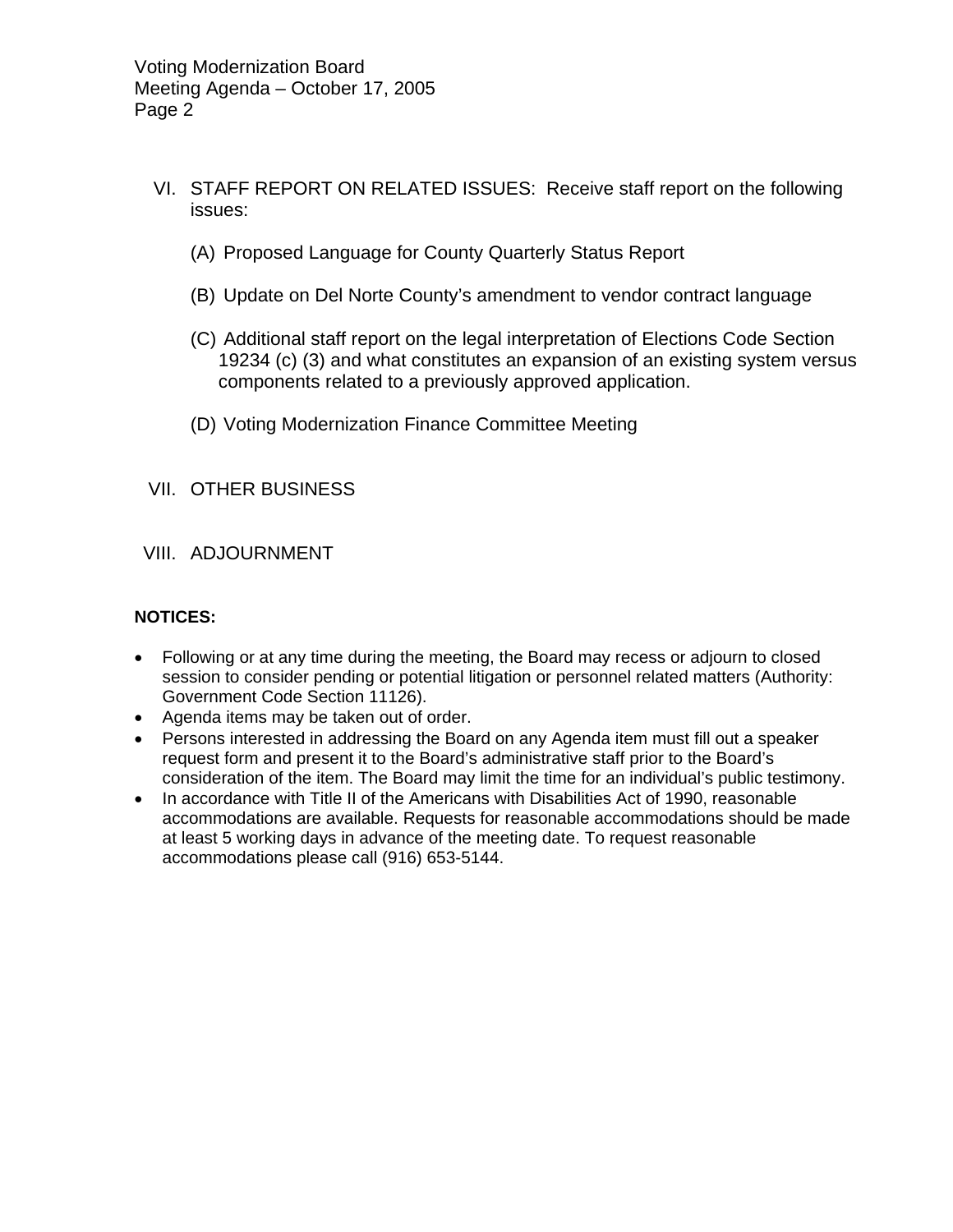VI. STAFF REPORT ON RELATED ISSUES: Receive staff report on the following issues:

   (A) Proposed Language for County Quarterly Status Report

   (B) Update on Del Norte County's amendment to vendor contract language

   (C) Additional staff report on the legal interpretation of Elections Code Section 19234 (c) (3) and what constitutes an expansion of an existing system versus components related to a previously approved application.

   (D) Voting Modernization Finance Committee Meeting

VII. OTHER BUSINESS

VIII. ADJOURNMENT

**NOTICES:**

- Following or at any time during the meeting, the Board may recess or adjourn to closed session to consider pending or potential litigation or personnel related matters (Authority: Government Code Section 11126).
- Agenda items may be taken out of order.
- Persons interested in addressing the Board on any Agenda item must fill out a speaker request form and present it to the Board's administrative staff prior to the Board's consideration of the item. The Board may limit the time for an individual's public testimony.
- In accordance with Title II of the Americans with Disabilities Act of 1990, reasonable accommodations are available. Requests for reasonable accommodations should be made at least 5 working days in advance of the meeting date. To request reasonable accommodations please call (916) 653-5144.